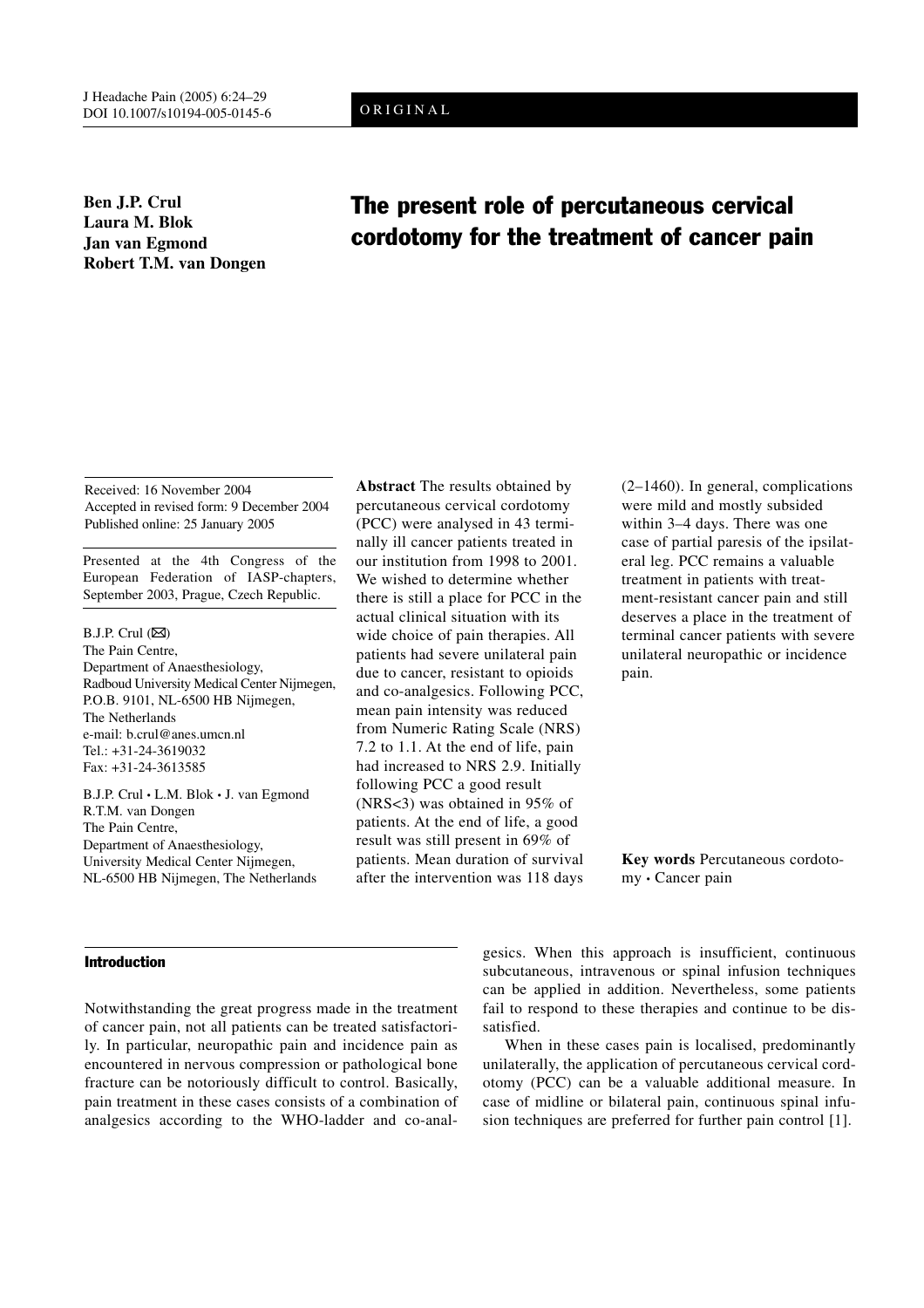ORIGINAL

**Ben J.P. Crul**
**Laura M. Blok**
**Jan van Egmond**
**Robert T.M. van Dongen**

# The present role of percutaneous cervical cordotomy for the treatment of cancer pain

Received: 16 November 2004
Accepted in revised form: 9 December 2004
Published online: 25 January 2005

Presented at the 4th Congress of the European Federation of IASP-chapters, September 2003, Prague, Czech Republic.

B.J.P. Crul (✉)
The Pain Centre,
Department of Anaesthesiology,
Radboud University Medical Center Nijmegen,
P.O.B. 9101, NL-6500 HB Nijmegen,
The Netherlands
e-mail: b.crul@anes.umcn.nl
Tel.: +31-24-3619032
Fax: +31-24-3613585

B.J.P. Crul • L.M. Blok • J. van Egmond
R.T.M. van Dongen
The Pain Centre,
Department of Anaesthesiology,
University Medical Center Nijmegen,
NL-6500 HB Nijmegen, The Netherlands

**Abstract** The results obtained by percutaneous cervical cordotomy (PCC) were analysed in 43 terminally ill cancer patients treated in our institution from 1998 to 2001. We wished to determine whether there is still a place for PCC in the actual clinical situation with its wide choice of pain therapies. All patients had severe unilateral pain due to cancer, resistant to opioids and co-analgesics. Following PCC, mean pain intensity was reduced from Numeric Rating Scale (NRS) 7.2 to 1.1. At the end of life, pain had increased to NRS 2.9. Initially following PCC a good result (NRS<3) was obtained in 95% of patients. At the end of life, a good result was still present in 69% of patients. Mean duration of survival after the intervention was 118 days (2–1460). In general, complications were mild and mostly subsided within 3–4 days. There was one case of partial paresis of the ipsilateral leg. PCC remains a valuable treatment in patients with treatment-resistant cancer pain and still deserves a place in the treatment of terminal cancer patients with severe unilateral neuropathic or incidence pain.

**Key words** Percutaneous cordotomy • Cancer pain

## Introduction

Notwithstanding the great progress made in the treatment of cancer pain, not all patients can be treated satisfactorily. In particular, neuropathic pain and incidence pain as encountered in nervous compression or pathological bone fracture can be notoriously difficult to control. Basically, pain treatment in these cases consists of a combination of analgesics according to the WHO-ladder and co-analgesics. When this approach is insufficient, continuous subcutaneous, intravenous or spinal infusion techniques can be applied in addition. Nevertheless, some patients fail to respond to these therapies and continue to be dissatisfied.

When in these cases pain is localised, predominantly unilaterally, the application of percutaneous cervical cordotomy (PCC) can be a valuable additional measure. In case of midline or bilateral pain, continuous spinal infusion techniques are preferred for further pain control [1].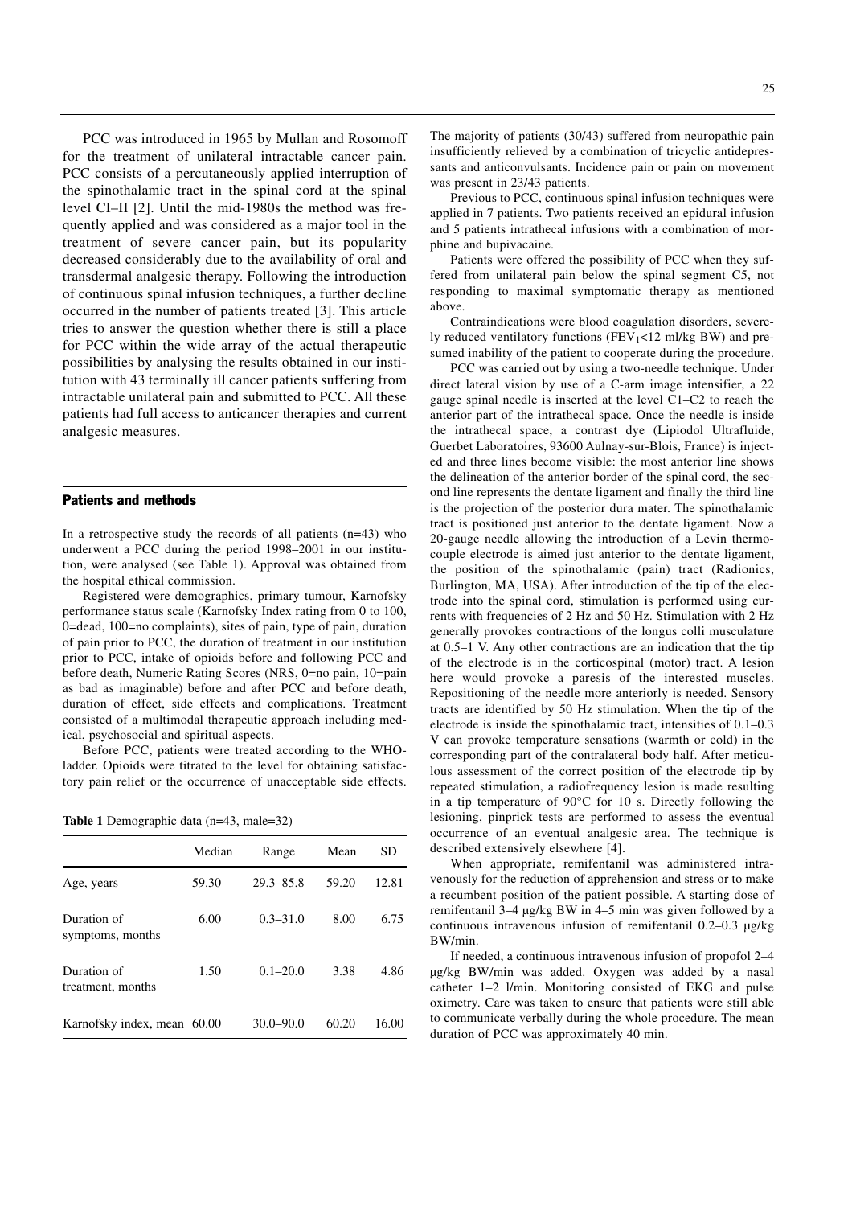PCC was introduced in 1965 by Mullan and Rosomoff for the treatment of unilateral intractable cancer pain. PCC consists of a percutaneously applied interruption of the spinothalamic tract in the spinal cord at the spinal level CI–II [2]. Until the mid-1980s the method was frequently applied and was considered as a major tool in the treatment of severe cancer pain, but its popularity decreased considerably due to the availability of oral and transdermal analgesic therapy. Following the introduction of continuous spinal infusion techniques, a further decline occurred in the number of patients treated [3]. This article tries to answer the question whether there is still a place for PCC within the wide array of the actual therapeutic possibilities by analysing the results obtained in our institution with 43 terminally ill cancer patients suffering from intractable unilateral pain and submitted to PCC. All these patients had full access to anticancer therapies and current analgesic measures.

## Patients and methods

In a retrospective study the records of all patients (n=43) who underwent a PCC during the period 1998–2001 in our institution, were analysed (see Table 1). Approval was obtained from the hospital ethical commission.

Registered were demographics, primary tumour, Karnofsky performance status scale (Karnofsky Index rating from 0 to 100, 0=dead, 100=no complaints), sites of pain, type of pain, duration of pain prior to PCC, the duration of treatment in our institution prior to PCC, intake of opioids before and following PCC and before death, Numeric Rating Scores (NRS, 0=no pain, 10=pain as bad as imaginable) before and after PCC and before death, duration of effect, side effects and complications. Treatment consisted of a multimodal therapeutic approach including medical, psychosocial and spiritual aspects.

Before PCC, patients were treated according to the WHO-ladder. Opioids were titrated to the level for obtaining satisfactory pain relief or the occurrence of unacceptable side effects.

**Table 1** Demographic data (n=43, male=32)

| | Median | Range | Mean | SD |
|---|---|---|---|---|
| Age, years | 59.30 | 29.3–85.8 | 59.20 | 12.81 |
| Duration of symptoms, months | 6.00 | 0.3–31.0 | 8.00 | 6.75 |
| Duration of treatment, months | 1.50 | 0.1–20.0 | 3.38 | 4.86 |
| Karnofsky index, mean | 60.00 | 30.0–90.0 | 60.20 | 16.00 |

The majority of patients (30/43) suffered from neuropathic pain insufficiently relieved by a combination of tricyclic antidepressants and anticonvulsants. Incidence pain or pain on movement was present in 23/43 patients.

Previous to PCC, continuous spinal infusion techniques were applied in 7 patients. Two patients received an epidural infusion and 5 patients intrathecal infusions with a combination of morphine and bupivacaine.

Patients were offered the possibility of PCC when they suffered from unilateral pain below the spinal segment C5, not responding to maximal symptomatic therapy as mentioned above.

Contraindications were blood coagulation disorders, severely reduced ventilatory functions ($FEV_1$<12 ml/kg BW) and presumed inability of the patient to cooperate during the procedure.

PCC was carried out by using a two-needle technique. Under direct lateral vision by use of a C-arm image intensifier, a 22 gauge spinal needle is inserted at the level C1–C2 to reach the anterior part of the intrathecal space. Once the needle is inside the intrathecal space, a contrast dye (Lipiodol Ultrafluide, Guerbet Laboratoires, 93600 Aulnay-sur-Blois, France) is injected and three lines become visible: the most anterior line shows the delineation of the anterior border of the spinal cord, the second line represents the dentate ligament and finally the third line is the projection of the posterior dura mater. The spinothalamic tract is positioned just anterior to the dentate ligament. Now a 20-gauge needle allowing the introduction of a Levin thermocouple electrode is aimed just anterior to the dentate ligament, the position of the spinothalamic (pain) tract (Radionics, Burlington, MA, USA). After introduction of the tip of the electrode into the spinal cord, stimulation is performed using currents with frequencies of 2 Hz and 50 Hz. Stimulation with 2 Hz generally provokes contractions of the longus colli musculature at 0.5–1 V. Any other contractions are an indication that the tip of the electrode is in the corticospinal (motor) tract. A lesion here would provoke a paresis of the interested muscles. Repositioning of the needle more anteriorly is needed. Sensory tracts are identified by 50 Hz stimulation. When the tip of the electrode is inside the spinothalamic tract, intensities of 0.1–0.3 V can provoke temperature sensations (warmth or cold) in the corresponding part of the contralateral body half. After meticulous assessment of the correct position of the electrode tip by repeated stimulation, a radiofrequency lesion is made resulting in a tip temperature of 90°C for 10 s. Directly following the lesioning, pinprick tests are performed to assess the eventual occurrence of an eventual analgesic area. The technique is described extensively elsewhere [4].

When appropriate, remifentanil was administered intravenously for the reduction of apprehension and stress or to make a recumbent position of the patient possible. A starting dose of remifentanil 3–4 μg/kg BW in 4–5 min was given followed by a continuous intravenous infusion of remifentanil 0.2–0.3 μg/kg BW/min.

If needed, a continuous intravenous infusion of propofol 2–4 μg/kg BW/min was added. Oxygen was added by a nasal catheter 1–2 l/min. Monitoring consisted of EKG and pulse oximetry. Care was taken to ensure that patients were still able to communicate verbally during the whole procedure. The mean duration of PCC was approximately 40 min.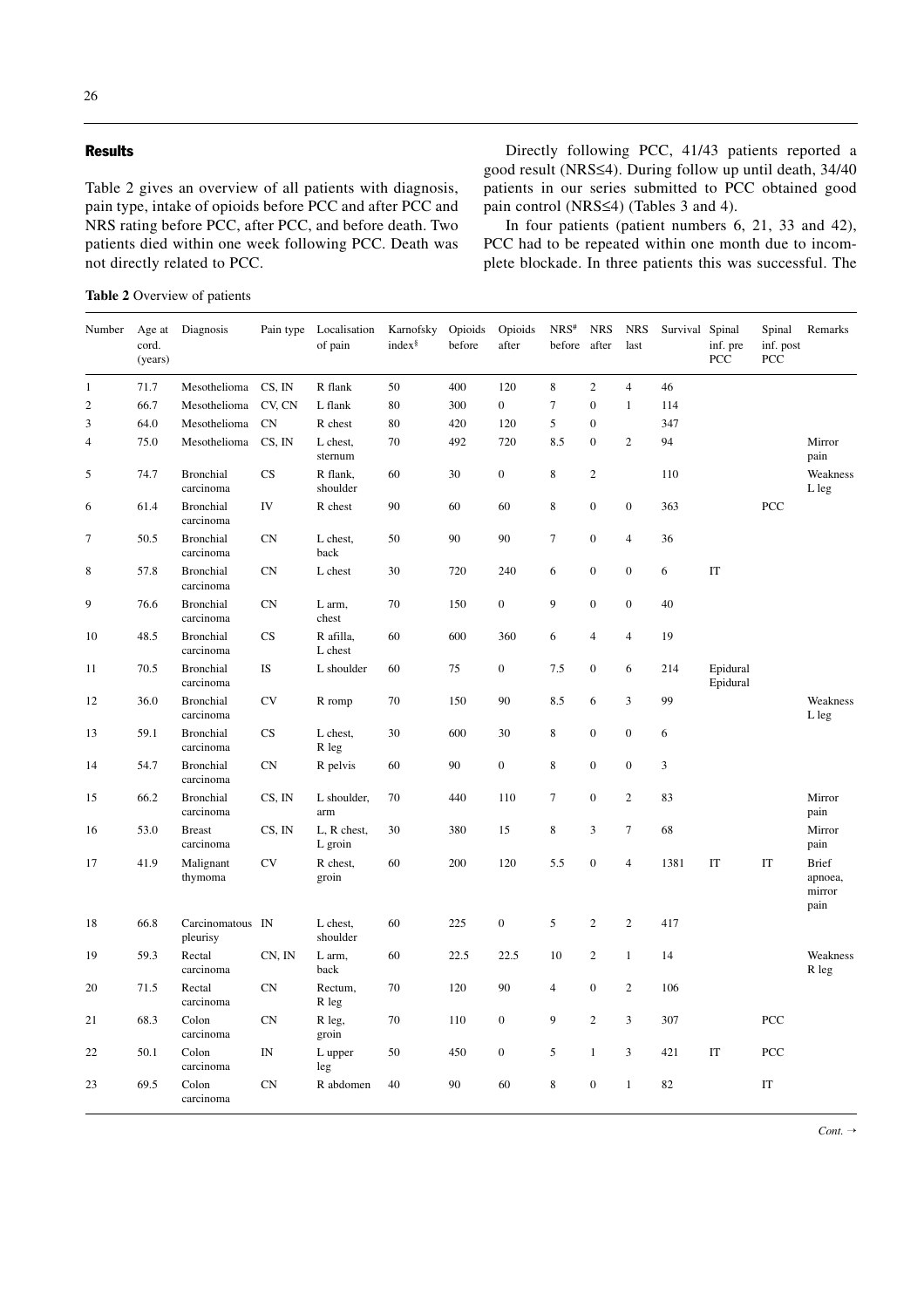## Results

Table 2 gives an overview of all patients with diagnosis, pain type, intake of opioids before PCC and after PCC and NRS rating before PCC, after PCC, and before death. Two patients died within one week following PCC. Death was not directly related to PCC.

Directly following PCC, 41/43 patients reported a good result (NRS≤4). During follow up until death, 34/40 patients in our series submitted to PCC obtained good pain control (NRS≤4) (Tables 3 and 4).

In four patients (patient numbers 6, 21, 33 and 42), PCC had to be repeated within one month due to incomplete blockade. In three patients this was successful. The

**Table 2** Overview of patients

| Number | Age at cord. (years) | Diagnosis | Pain type | Localisation of pain | Karnofsky index§ | Opioids before | Opioids after | NRS# before | NRS after | NRS last | Survival | Spinal inf. pre PCC | Spinal inf. post PCC | Remarks |
|---|---|---|---|---|---|---|---|---|---|---|---|---|---|---|
| 1 | 71.7 | Mesothelioma | CS, IN | R flank | 50 | 400 | 120 | 8 | 2 | 4 | 46 | | | |
| 2 | 66.7 | Mesothelioma | CV, CN | L flank | 80 | 300 | 0 | 7 | 0 | 1 | 114 | | | |
| 3 | 64.0 | Mesothelioma | CN | R chest | 80 | 420 | 120 | 5 | 0 | | 347 | | | |
| 4 | 75.0 | Mesothelioma | CS, IN | L chest, sternum | 70 | 492 | 720 | 8.5 | 0 | 2 | 94 | | | Mirror pain |
| 5 | 74.7 | Bronchial carcinoma | CS | R flank, shoulder | 60 | 30 | 0 | 8 | 2 | | 110 | | | Weakness L leg |
| 6 | 61.4 | Bronchial carcinoma | IV | R chest | 90 | 60 | 60 | 8 | 0 | 0 | 363 | | PCC | |
| 7 | 50.5 | Bronchial carcinoma | CN | L chest, back | 50 | 90 | 90 | 7 | 0 | 4 | 36 | | | |
| 8 | 57.8 | Bronchial carcinoma | CN | L chest | 30 | 720 | 240 | 6 | 0 | 0 | 6 | IT | | |
| 9 | 76.6 | Bronchial carcinoma | CN | L arm, chest | 70 | 150 | 0 | 9 | 0 | 0 | 40 | | | |
| 10 | 48.5 | Bronchial carcinoma | CS | R afilla, L chest | 60 | 600 | 360 | 6 | 4 | 4 | 19 | | | |
| 11 | 70.5 | Bronchial carcinoma | IS | L shoulder | 60 | 75 | 0 | 7.5 | 0 | 6 | 214 | Epidural Epidural | | |
| 12 | 36.0 | Bronchial carcinoma | CV | R romp | 70 | 150 | 90 | 8.5 | 6 | 3 | 99 | | | Weakness L leg |
| 13 | 59.1 | Bronchial carcinoma | CS | L chest, R leg | 30 | 600 | 30 | 8 | 0 | 0 | 6 | | | |
| 14 | 54.7 | Bronchial carcinoma | CN | R pelvis | 60 | 90 | 0 | 8 | 0 | 0 | 3 | | | |
| 15 | 66.2 | Bronchial carcinoma | CS, IN | L shoulder, arm | 70 | 440 | 110 | 7 | 0 | 2 | 83 | | | Mirror pain |
| 16 | 53.0 | Breast carcinoma | CS, IN | L, R chest, L groin | 30 | 380 | 15 | 8 | 3 | 7 | 68 | | | Mirror pain |
| 17 | 41.9 | Malignant thymoma | CV | R chest, groin | 60 | 200 | 120 | 5.5 | 0 | 4 | 1381 | IT | IT | Brief apnoea, mirror pain |
| 18 | 66.8 | Carcinomatous pleurisy | IN | L chest, shoulder | 60 | 225 | 0 | 5 | 2 | 2 | 417 | | | |
| 19 | 59.3 | Rectal carcinoma | CN, IN | L arm, back | 60 | 22.5 | 22.5 | 10 | 2 | 1 | 14 | | | Weakness R leg |
| 20 | 71.5 | Rectal carcinoma | CN | Rectum, R leg | 70 | 120 | 90 | 4 | 0 | 2 | 106 | | | |
| 21 | 68.3 | Colon carcinoma | CN | R leg, groin | 70 | 110 | 0 | 9 | 2 | 3 | 307 | | PCC | |
| 22 | 50.1 | Colon carcinoma | IN | L upper leg | 50 | 450 | 0 | 5 | 1 | 3 | 421 | IT | PCC | |
| 23 | 69.5 | Colon carcinoma | CN | R abdomen | 40 | 90 | 60 | 8 | 0 | 1 | 82 | | IT | |

*Cont. →*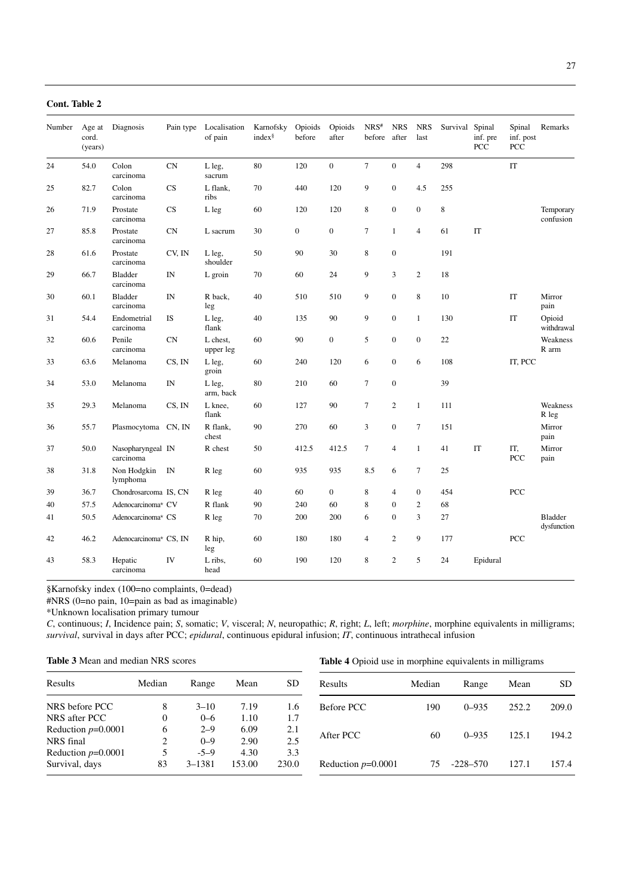**Cont. Table 2**

| Number | Age at cord. (years) | Diagnosis | Pain type | Localisation of pain | Karnofsky index§ | Opioids before | Opioids after | NRS# before | NRS after | NRS last | Survival | Spinal inf. pre PCC | Spinal inf. post PCC | Remarks |
|---|---|---|---|---|---|---|---|---|---|---|---|---|---|---|
| 24 | 54.0 | Colon carcinoma | CN | L leg, sacrum | 80 | 120 | 0 | 7 | 0 | 4 | 298 | | IT | |
| 25 | 82.7 | Colon carcinoma | CS | L flank, ribs | 70 | 440 | 120 | 9 | 0 | 4.5 | 255 | | | |
| 26 | 71.9 | Prostate carcinoma | CS | L leg | 60 | 120 | 120 | 8 | 0 | 0 | 8 | | | Temporary confusion |
| 27 | 85.8 | Prostate carcinoma | CN | L sacrum | 30 | 0 | 0 | 7 | 1 | 4 | 61 | IT | | |
| 28 | 61.6 | Prostate carcinoma | CV, IN | L leg, shoulder | 50 | 90 | 30 | 8 | 0 | | 191 | | | |
| 29 | 66.7 | Bladder carcinoma | IN | L groin | 70 | 60 | 24 | 9 | 3 | 2 | 18 | | | |
| 30 | 60.1 | Bladder carcinoma | IN | R back, leg | 40 | 510 | 510 | 9 | 0 | 8 | 10 | | IT | Mirror pain |
| 31 | 54.4 | Endometrial carcinoma | IS | L leg, flank | 40 | 135 | 90 | 9 | 0 | 1 | 130 | | IT | Opioid withdrawal |
| 32 | 60.6 | Penile carcinoma | CN | L chest, upper leg | 60 | 90 | 0 | 5 | 0 | 0 | 22 | | | Weakness R arm |
| 33 | 63.6 | Melanoma | CS, IN | L leg, groin | 60 | 240 | 120 | 6 | 0 | 6 | 108 | | IT, PCC | |
| 34 | 53.0 | Melanoma | IN | L leg, arm, back | 80 | 210 | 60 | 7 | 0 | | 39 | | | |
| 35 | 29.3 | Melanoma | CS, IN | L knee, flank | 60 | 127 | 90 | 7 | 2 | 1 | 111 | | | Weakness R leg |
| 36 | 55.7 | Plasmocytoma | CN, IN | R flank, chest | 90 | 270 | 60 | 3 | 0 | 7 | 151 | | | Mirror pain |
| 37 | 50.0 | Nasopharyngeal carcinoma | IN | R chest | 50 | 412.5 | 412.5 | 7 | 4 | 1 | 41 | IT | IT, PCC | Mirror pain |
| 38 | 31.8 | Non Hodgkin lymphoma | IN | R leg | 60 | 935 | 935 | 8.5 | 6 | 7 | 25 | | | |
| 39 | 36.7 | Chondrosarcoma | IS, CN | R leg | 40 | 60 | 0 | 8 | 4 | 0 | 454 | | PCC | |
| 40 | 57.5 | Adenocarcinoma* | CV | R flank | 90 | 240 | 60 | 8 | 0 | 2 | 68 | | | |
| 41 | 50.5 | Adenocarcinoma* | CS | R leg | 70 | 200 | 200 | 6 | 0 | 3 | 27 | | | Bladder dysfunction |
| 42 | 46.2 | Adenocarcinoma* | CS, IN | R hip, leg | 60 | 180 | 180 | 4 | 2 | 9 | 177 | | PCC | |
| 43 | 58.3 | Hepatic carcinoma | IV | L ribs, head | 60 | 190 | 120 | 8 | 2 | 5 | 24 | Epidural | | |

§Karnofsky index (100=no complaints, 0=dead)

#NRS (0=no pain, 10=pain as bad as imaginable)

*Unknown localisation primary tumour

*C*, continuous; *I*, Incidence pain; *S*, somatic; *V*, visceral; *N*, neuropathic; *R*, right; *L*, left; *morphine*, morphine equivalents in milligrams; *survival*, survival in days after PCC; *epidural*, continuous epidural infusion; *IT*, continuous intrathecal infusion

**Table 3** Mean and median NRS scores

| Results | Median | Range | Mean | SD |
|---|---|---|---|---|
| NRS before PCC | 8 | 3–10 | 7.19 | 1.6 |
| NRS after PCC | 0 | 0–6 | 1.10 | 1.7 |
| Reduction $p$=0.0001 | 6 | 2–9 | 6.09 | 2.1 |
| NRS final | 2 | 0–9 | 2.90 | 2.5 |
| Reduction $p$=0.0001 | 5 | -5–9 | 4.30 | 3.3 |
| Survival, days | 83 | 3–1381 | 153.00 | 230.0 |

**Table 4** Opioid use in morphine equivalents in milligrams

| Results | Median | Range | Mean | SD |
|---|---|---|---|---|
| Before PCC | 190 | 0–935 | 252.2 | 209.0 |
| After PCC | 60 | 0–935 | 125.1 | 194.2 |
| Reduction $p$=0.0001 | 75 | -228–570 | 127.1 | 157.4 |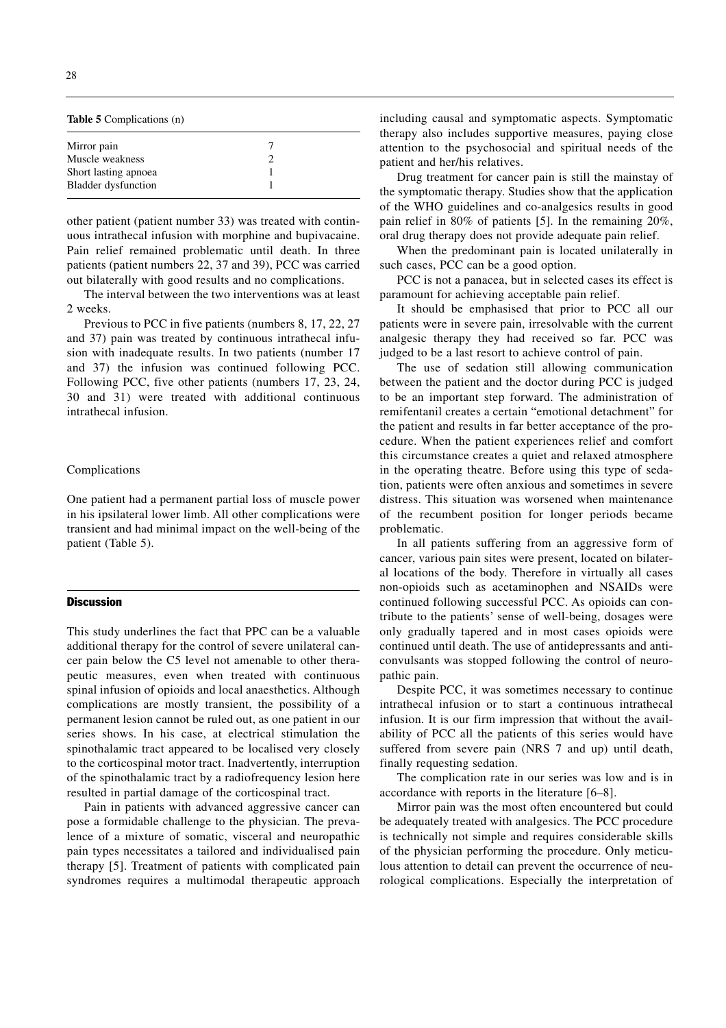**Table 5** Complications (n)

| | |
|---|---|
| Mirror pain | 7 |
| Muscle weakness | 2 |
| Short lasting apnoea | 1 |
| Bladder dysfunction | 1 |

other patient (patient number 33) was treated with continuous intrathecal infusion with morphine and bupivacaine. Pain relief remained problematic until death. In three patients (patient numbers 22, 37 and 39), PCC was carried out bilaterally with good results and no complications.

The interval between the two interventions was at least 2 weeks.

Previous to PCC in five patients (numbers 8, 17, 22, 27 and 37) pain was treated by continuous intrathecal infusion with inadequate results. In two patients (number 17 and 37) the infusion was continued following PCC. Following PCC, five other patients (numbers 17, 23, 24, 30 and 31) were treated with additional continuous intrathecal infusion.

### Complications

One patient had a permanent partial loss of muscle power in his ipsilateral lower limb. All other complications were transient and had minimal impact on the well-being of the patient (Table 5).

## Discussion

This study underlines the fact that PPC can be a valuable additional therapy for the control of severe unilateral cancer pain below the C5 level not amenable to other therapeutic measures, even when treated with continuous spinal infusion of opioids and local anaesthetics. Although complications are mostly transient, the possibility of a permanent lesion cannot be ruled out, as one patient in our series shows. In his case, at electrical stimulation the spinothalamic tract appeared to be localised very closely to the corticospinal motor tract. Inadvertently, interruption of the spinothalamic tract by a radiofrequency lesion here resulted in partial damage of the corticospinal tract.

Pain in patients with advanced aggressive cancer can pose a formidable challenge to the physician. The prevalence of a mixture of somatic, visceral and neuropathic pain types necessitates a tailored and individualised pain therapy [5]. Treatment of patients with complicated pain syndromes requires a multimodal therapeutic approach including causal and symptomatic aspects. Symptomatic therapy also includes supportive measures, paying close attention to the psychosocial and spiritual needs of the patient and her/his relatives.

Drug treatment for cancer pain is still the mainstay of the symptomatic therapy. Studies show that the application of the WHO guidelines and co-analgesics results in good pain relief in 80% of patients [5]. In the remaining 20%, oral drug therapy does not provide adequate pain relief.

When the predominant pain is located unilaterally in such cases, PCC can be a good option.

PCC is not a panacea, but in selected cases its effect is paramount for achieving acceptable pain relief.

It should be emphasised that prior to PCC all our patients were in severe pain, irresolvable with the current analgesic therapy they had received so far. PCC was judged to be a last resort to achieve control of pain.

The use of sedation still allowing communication between the patient and the doctor during PCC is judged to be an important step forward. The administration of remifentanil creates a certain "emotional detachment" for the patient and results in far better acceptance of the procedure. When the patient experiences relief and comfort this circumstance creates a quiet and relaxed atmosphere in the operating theatre. Before using this type of sedation, patients were often anxious and sometimes in severe distress. This situation was worsened when maintenance of the recumbent position for longer periods became problematic.

In all patients suffering from an aggressive form of cancer, various pain sites were present, located on bilateral locations of the body. Therefore in virtually all cases non-opioids such as acetaminophen and NSAIDs were continued following successful PCC. As opioids can contribute to the patients' sense of well-being, dosages were only gradually tapered and in most cases opioids were continued until death. The use of antidepressants and anticonvulsants was stopped following the control of neuropathic pain.

Despite PCC, it was sometimes necessary to continue intrathecal infusion or to start a continuous intrathecal infusion. It is our firm impression that without the availability of PCC all the patients of this series would have suffered from severe pain (NRS 7 and up) until death, finally requesting sedation.

The complication rate in our series was low and is in accordance with reports in the literature [6–8].

Mirror pain was the most often encountered but could be adequately treated with analgesics. The PCC procedure is technically not simple and requires considerable skills of the physician performing the procedure. Only meticulous attention to detail can prevent the occurrence of neurological complications. Especially the interpretation of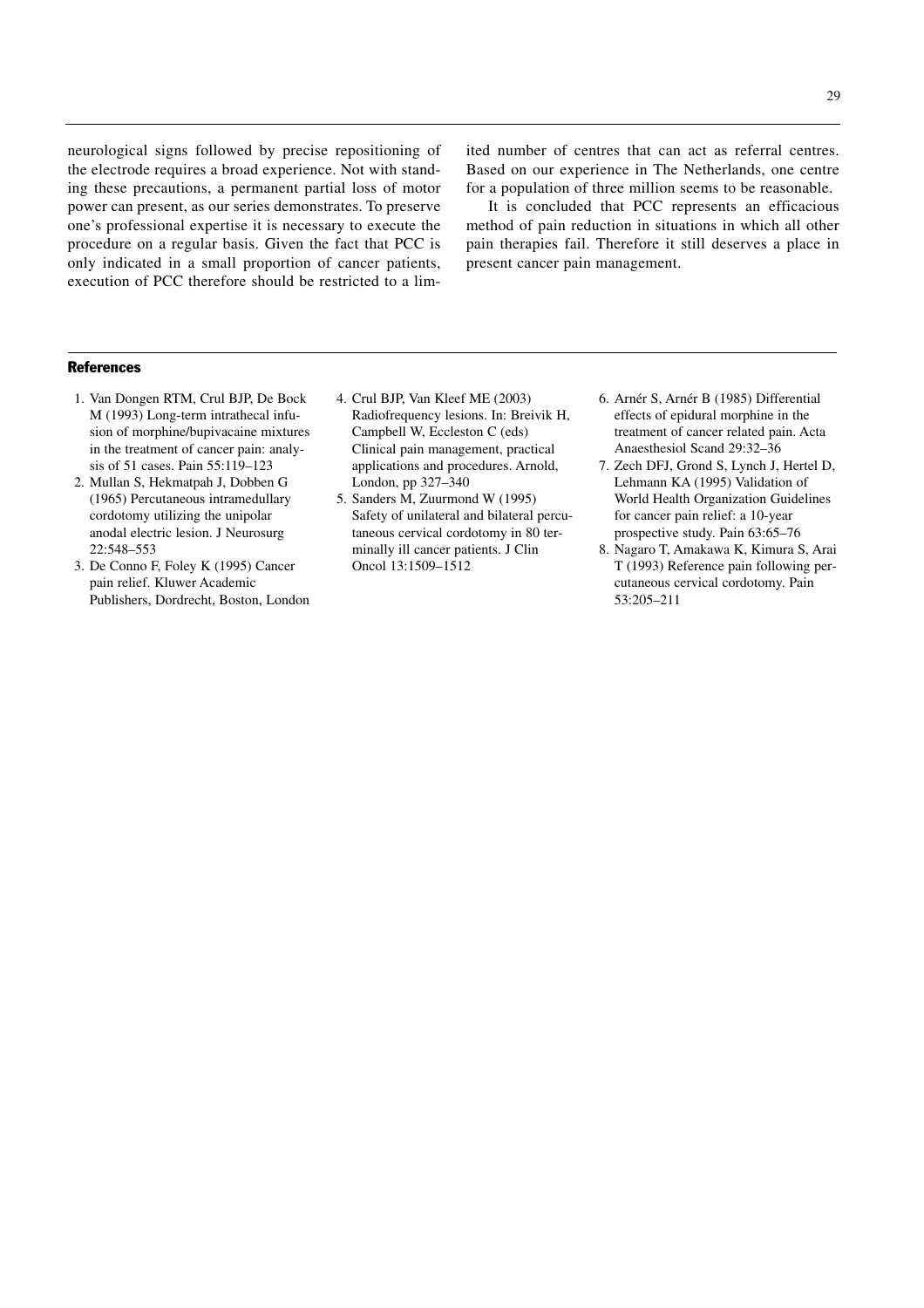neurological signs followed by precise repositioning of the electrode requires a broad experience. Not with standing these precautions, a permanent partial loss of motor power can present, as our series demonstrates. To preserve one's professional expertise it is necessary to execute the procedure on a regular basis. Given the fact that PCC is only indicated in a small proportion of cancer patients, execution of PCC therefore should be restricted to a limited number of centres that can act as referral centres. Based on our experience in The Netherlands, one centre for a population of three million seems to be reasonable.

It is concluded that PCC represents an efficacious method of pain reduction in situations in which all other pain therapies fail. Therefore it still deserves a place in present cancer pain management.

## References

1. Van Dongen RTM, Crul BJP, De Bock M (1993) Long-term intrathecal infusion of morphine/bupivacaine mixtures in the treatment of cancer pain: analysis of 51 cases. Pain 55:119–123
2. Mullan S, Hekmatpah J, Dobben G (1965) Percutaneous intramedullary cordotomy utilizing the unipolar anodal electric lesion. J Neurosurg 22:548–553
3. De Conno F, Foley K (1995) Cancer pain relief. Kluwer Academic Publishers, Dordrecht, Boston, London
4. Crul BJP, Van Kleef ME (2003) Radiofrequency lesions. In: Breivik H, Campbell W, Eccleston C (eds) Clinical pain management, practical applications and procedures. Arnold, London, pp 327–340
5. Sanders M, Zuurmond W (1995) Safety of unilateral and bilateral percutaneous cervical cordotomy in 80 terminally ill cancer patients. J Clin Oncol 13:1509–1512
6. Arnér S, Arnér B (1985) Differential effects of epidural morphine in the treatment of cancer related pain. Acta Anaesthesiol Scand 29:32–36
7. Zech DFJ, Grond S, Lynch J, Hertel D, Lehmann KA (1995) Validation of World Health Organization Guidelines for cancer pain relief: a 10-year prospective study. Pain 63:65–76
8. Nagaro T, Amakawa K, Kimura S, Arai T (1993) Reference pain following percutaneous cervical cordotomy. Pain 53:205–211